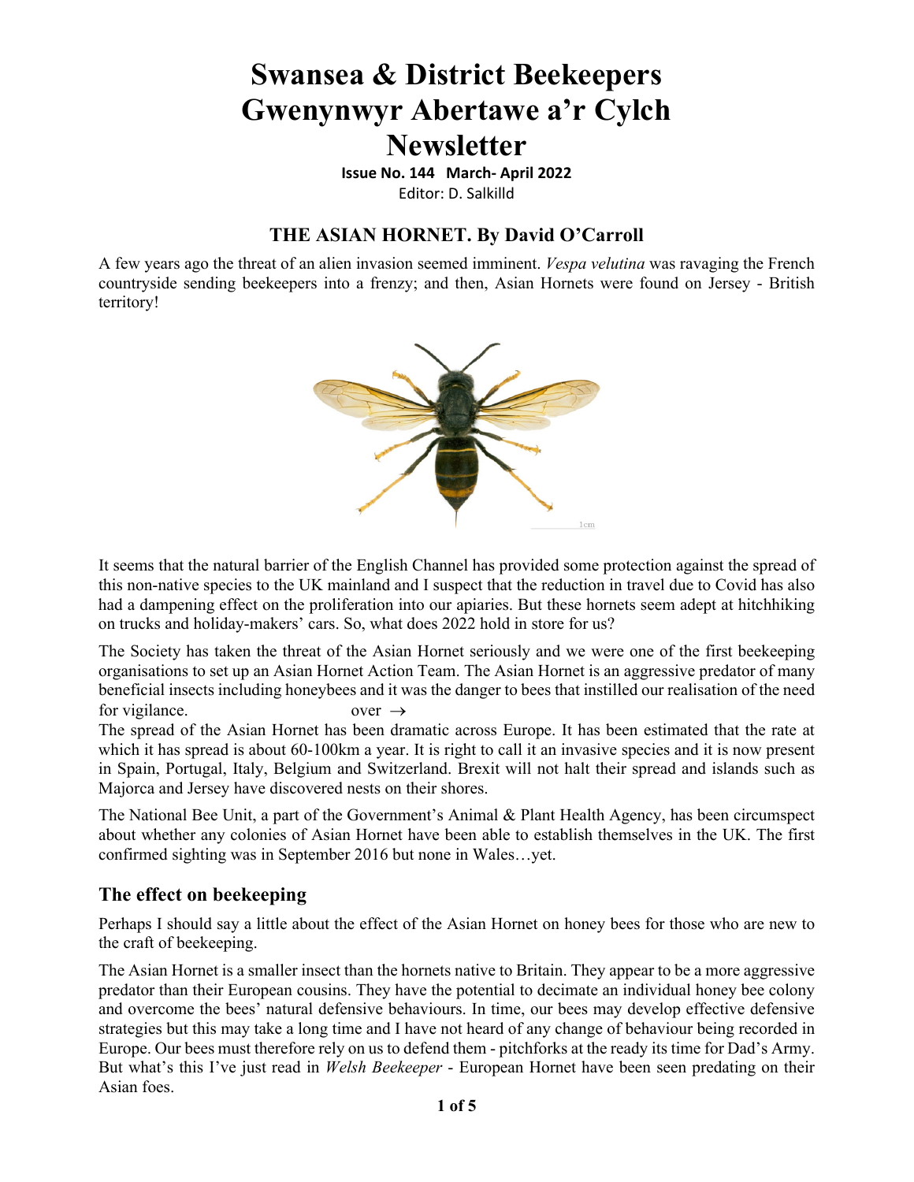# Swansea & District Beekeepers
# Gwenynwyr Abertawe a'r Cylch
# Newsletter

**Issue No. 144 March- April 2022**

Editor: D. Salkilld

## THE ASIAN HORNET. By David O'Carroll

A few years ago the threat of an alien invasion seemed imminent. *Vespa velutina* was ravaging the French countryside sending beekeepers into a frenzy; and then, Asian Hornets were found on Jersey - British territory!

It seems that the natural barrier of the English Channel has provided some protection against the spread of this non-native species to the UK mainland and I suspect that the reduction in travel due to Covid has also had a dampening effect on the proliferation into our apiaries. But these hornets seem adept at hitchhiking on trucks and holiday-makers' cars. So, what does 2022 hold in store for us?

The Society has taken the threat of the Asian Hornet seriously and we were one of the first beekeeping organisations to set up an Asian Hornet Action Team. The Asian Hornet is an aggressive predator of many beneficial insects including honeybees and it was the danger to bees that instilled our realisation of the need for vigilance. over →

The spread of the Asian Hornet has been dramatic across Europe. It has been estimated that the rate at which it has spread is about 60-100km a year. It is right to call it an invasive species and it is now present in Spain, Portugal, Italy, Belgium and Switzerland. Brexit will not halt their spread and islands such as Majorca and Jersey have discovered nests on their shores.

The National Bee Unit, a part of the Government's Animal & Plant Health Agency, has been circumspect about whether any colonies of Asian Hornet have been able to establish themselves in the UK. The first confirmed sighting was in September 2016 but none in Wales…yet.

## The effect on beekeeping

Perhaps I should say a little about the effect of the Asian Hornet on honey bees for those who are new to the craft of beekeeping.

The Asian Hornet is a smaller insect than the hornets native to Britain. They appear to be a more aggressive predator than their European cousins. They have the potential to decimate an individual honey bee colony and overcome the bees' natural defensive behaviours. In time, our bees may develop effective defensive strategies but this may take a long time and I have not heard of any change of behaviour being recorded in Europe. Our bees must therefore rely on us to defend them - pitchforks at the ready its time for Dad's Army. But what's this I've just read in *Welsh Beekeeper* - European Hornet have been seen predating on their Asian foes.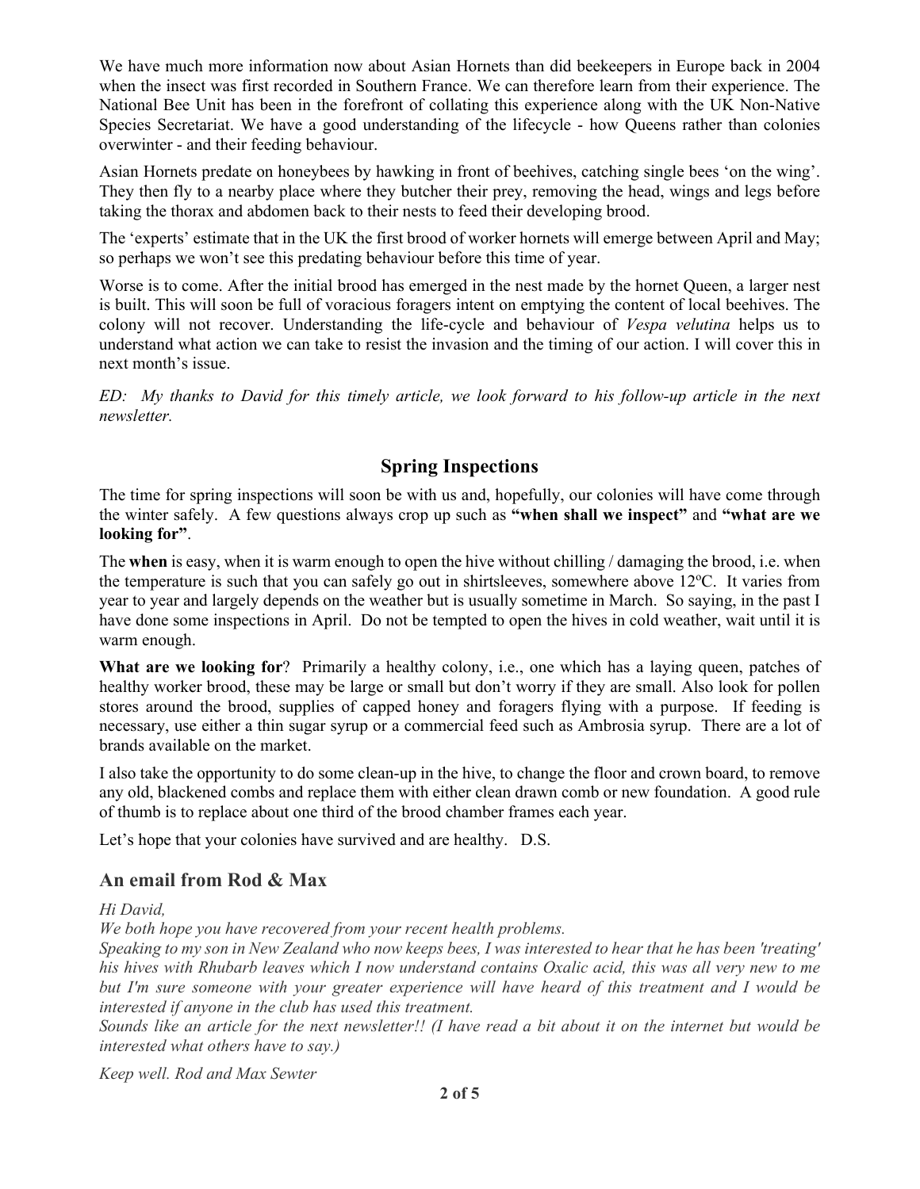We have much more information now about Asian Hornets than did beekeepers in Europe back in 2004 when the insect was first recorded in Southern France. We can therefore learn from their experience. The National Bee Unit has been in the forefront of collating this experience along with the UK Non-Native Species Secretariat. We have a good understanding of the lifecycle - how Queens rather than colonies overwinter - and their feeding behaviour.

Asian Hornets predate on honeybees by hawking in front of beehives, catching single bees 'on the wing'. They then fly to a nearby place where they butcher their prey, removing the head, wings and legs before taking the thorax and abdomen back to their nests to feed their developing brood.

The 'experts' estimate that in the UK the first brood of worker hornets will emerge between April and May; so perhaps we won't see this predating behaviour before this time of year.

Worse is to come. After the initial brood has emerged in the nest made by the hornet Queen, a larger nest is built. This will soon be full of voracious foragers intent on emptying the content of local beehives. The colony will not recover. Understanding the life-cycle and behaviour of *Vespa velutina* helps us to understand what action we can take to resist the invasion and the timing of our action. I will cover this in next month's issue.

*ED: My thanks to David for this timely article, we look forward to his follow-up article in the next newsletter.*

## Spring Inspections

The time for spring inspections will soon be with us and, hopefully, our colonies will have come through the winter safely. A few questions always crop up such as **"when shall we inspect"** and **"what are we looking for"**.

The **when** is easy, when it is warm enough to open the hive without chilling / damaging the brood, i.e. when the temperature is such that you can safely go out in shirtsleeves, somewhere above 12ºC. It varies from year to year and largely depends on the weather but is usually sometime in March. So saying, in the past I have done some inspections in April. Do not be tempted to open the hives in cold weather, wait until it is warm enough.

**What are we looking for**? Primarily a healthy colony, i.e., one which has a laying queen, patches of healthy worker brood, these may be large or small but don't worry if they are small. Also look for pollen stores around the brood, supplies of capped honey and foragers flying with a purpose. If feeding is necessary, use either a thin sugar syrup or a commercial feed such as Ambrosia syrup. There are a lot of brands available on the market.

I also take the opportunity to do some clean-up in the hive, to change the floor and crown board, to remove any old, blackened combs and replace them with either clean drawn comb or new foundation. A good rule of thumb is to replace about one third of the brood chamber frames each year.

Let's hope that your colonies have survived and are healthy. D.S.

### An email from Rod & Max

*Hi David,*
*We both hope you have recovered from your recent health problems.*
*Speaking to my son in New Zealand who now keeps bees, I was interested to hear that he has been 'treating' his hives with Rhubarb leaves which I now understand contains Oxalic acid, this was all very new to me but I'm sure someone with your greater experience will have heard of this treatment and I would be interested if anyone in the club has used this treatment.*
*Sounds like an article for the next newsletter!! (I have read a bit about it on the internet but would be interested what others have to say.)*

*Keep well. Rod and Max Sewter*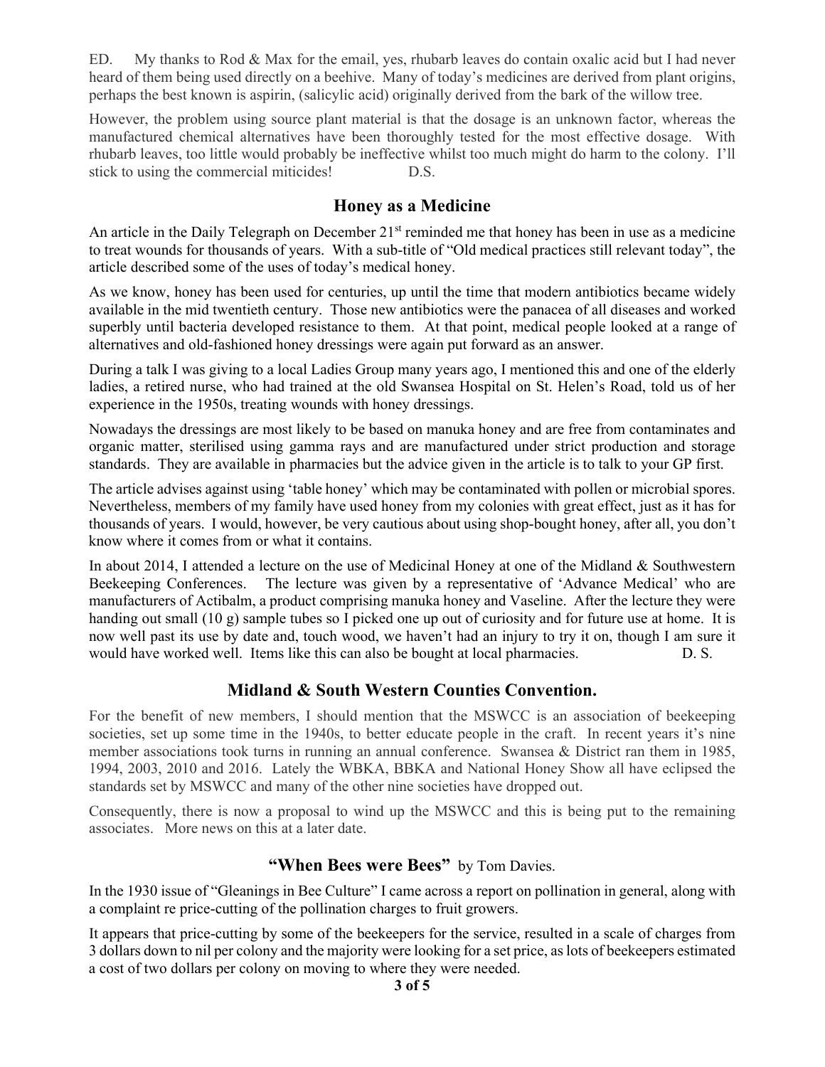ED. My thanks to Rod & Max for the email, yes, rhubarb leaves do contain oxalic acid but I had never heard of them being used directly on a beehive. Many of today's medicines are derived from plant origins, perhaps the best known is aspirin, (salicylic acid) originally derived from the bark of the willow tree.

However, the problem using source plant material is that the dosage is an unknown factor, whereas the manufactured chemical alternatives have been thoroughly tested for the most effective dosage. With rhubarb leaves, too little would probably be ineffective whilst too much might do harm to the colony. I'll stick to using the commercial miticides! D.S.

## Honey as a Medicine

An article in the Daily Telegraph on December 21st reminded me that honey has been in use as a medicine to treat wounds for thousands of years. With a sub-title of "Old medical practices still relevant today", the article described some of the uses of today's medical honey.

As we know, honey has been used for centuries, up until the time that modern antibiotics became widely available in the mid twentieth century. Those new antibiotics were the panacea of all diseases and worked superbly until bacteria developed resistance to them. At that point, medical people looked at a range of alternatives and old-fashioned honey dressings were again put forward as an answer.

During a talk I was giving to a local Ladies Group many years ago, I mentioned this and one of the elderly ladies, a retired nurse, who had trained at the old Swansea Hospital on St. Helen's Road, told us of her experience in the 1950s, treating wounds with honey dressings.

Nowadays the dressings are most likely to be based on manuka honey and are free from contaminates and organic matter, sterilised using gamma rays and are manufactured under strict production and storage standards. They are available in pharmacies but the advice given in the article is to talk to your GP first.

The article advises against using 'table honey' which may be contaminated with pollen or microbial spores. Nevertheless, members of my family have used honey from my colonies with great effect, just as it has for thousands of years. I would, however, be very cautious about using shop-bought honey, after all, you don't know where it comes from or what it contains.

In about 2014, I attended a lecture on the use of Medicinal Honey at one of the Midland & Southwestern Beekeeping Conferences. The lecture was given by a representative of 'Advance Medical' who are manufacturers of Actibalm, a product comprising manuka honey and Vaseline. After the lecture they were handing out small (10 g) sample tubes so I picked one up out of curiosity and for future use at home. It is now well past its use by date and, touch wood, we haven't had an injury to try it on, though I am sure it would have worked well. Items like this can also be bought at local pharmacies. D. S.

## Midland & South Western Counties Convention.

For the benefit of new members, I should mention that the MSWCC is an association of beekeeping societies, set up some time in the 1940s, to better educate people in the craft. In recent years it's nine member associations took turns in running an annual conference. Swansea & District ran them in 1985, 1994, 2003, 2010 and 2016. Lately the WBKA, BBKA and National Honey Show all have eclipsed the standards set by MSWCC and many of the other nine societies have dropped out.

Consequently, there is now a proposal to wind up the MSWCC and this is being put to the remaining associates. More news on this at a later date.

## "When Bees were Bees" by Tom Davies.

In the 1930 issue of "Gleanings in Bee Culture" I came across a report on pollination in general, along with a complaint re price-cutting of the pollination charges to fruit growers.

It appears that price-cutting by some of the beekeepers for the service, resulted in a scale of charges from 3 dollars down to nil per colony and the majority were looking for a set price, as lots of beekeepers estimated a cost of two dollars per colony on moving to where they were needed.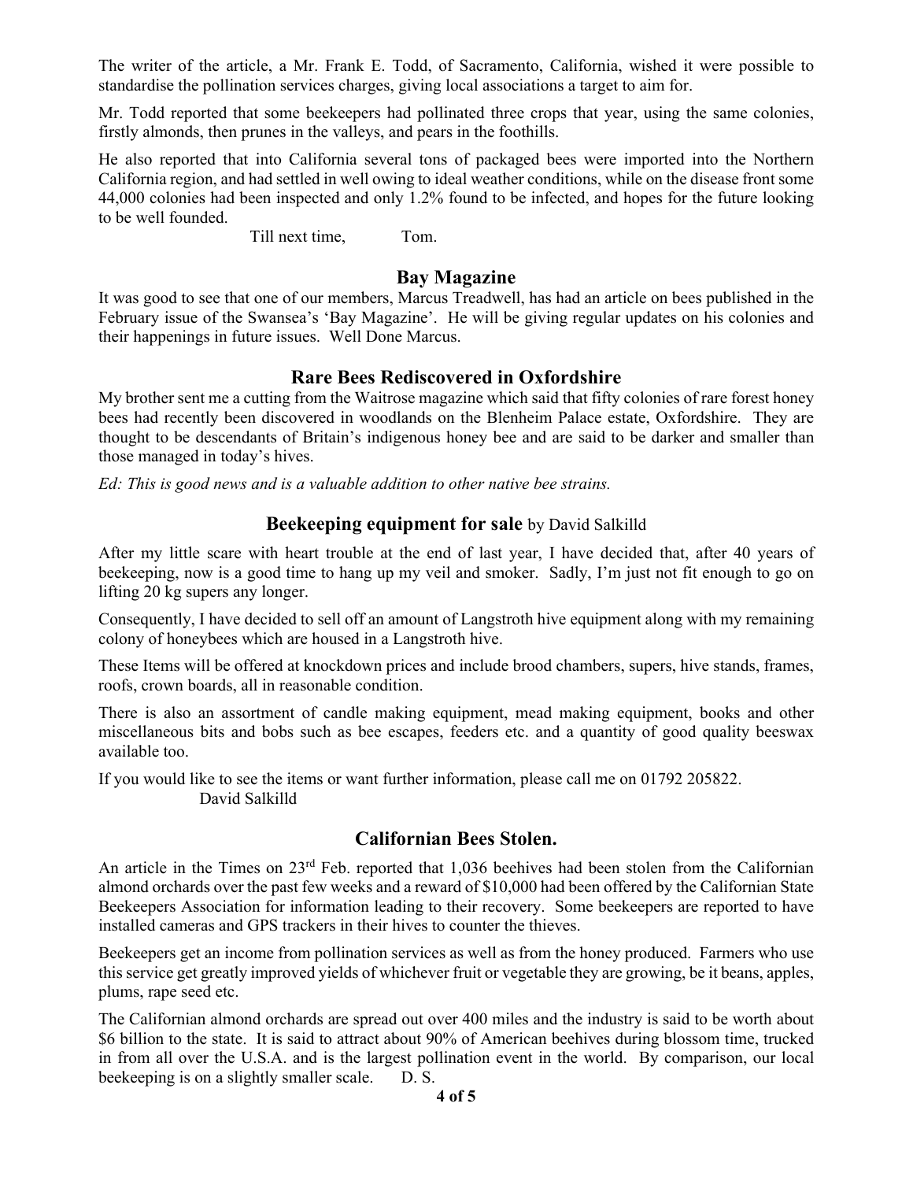The writer of the article, a Mr. Frank E. Todd, of Sacramento, California, wished it were possible to standardise the pollination services charges, giving local associations a target to aim for.

Mr. Todd reported that some beekeepers had pollinated three crops that year, using the same colonies, firstly almonds, then prunes in the valleys, and pears in the foothills.

He also reported that into California several tons of packaged bees were imported into the Northern California region, and had settled in well owing to ideal weather conditions, while on the disease front some 44,000 colonies had been inspected and only 1.2% found to be infected, and hopes for the future looking to be well founded.

Till next time, Tom.

## Bay Magazine

It was good to see that one of our members, Marcus Treadwell, has had an article on bees published in the February issue of the Swansea's 'Bay Magazine'. He will be giving regular updates on his colonies and their happenings in future issues. Well Done Marcus.

## Rare Bees Rediscovered in Oxfordshire

My brother sent me a cutting from the Waitrose magazine which said that fifty colonies of rare forest honey bees had recently been discovered in woodlands on the Blenheim Palace estate, Oxfordshire. They are thought to be descendants of Britain's indigenous honey bee and are said to be darker and smaller than those managed in today's hives.

*Ed: This is good news and is a valuable addition to other native bee strains.*

## Beekeeping equipment for sale by David Salkilld

After my little scare with heart trouble at the end of last year, I have decided that, after 40 years of beekeeping, now is a good time to hang up my veil and smoker. Sadly, I'm just not fit enough to go on lifting 20 kg supers any longer.

Consequently, I have decided to sell off an amount of Langstroth hive equipment along with my remaining colony of honeybees which are housed in a Langstroth hive.

These Items will be offered at knockdown prices and include brood chambers, supers, hive stands, frames, roofs, crown boards, all in reasonable condition.

There is also an assortment of candle making equipment, mead making equipment, books and other miscellaneous bits and bobs such as bee escapes, feeders etc. and a quantity of good quality beeswax available too.

If you would like to see the items or want further information, please call me on 01792 205822.

David Salkilld

## Californian Bees Stolen.

An article in the Times on 23rd Feb. reported that 1,036 beehives had been stolen from the Californian almond orchards over the past few weeks and a reward of $10,000 had been offered by the Californian State Beekeepers Association for information leading to their recovery. Some beekeepers are reported to have installed cameras and GPS trackers in their hives to counter the thieves.

Beekeepers get an income from pollination services as well as from the honey produced. Farmers who use this service get greatly improved yields of whichever fruit or vegetable they are growing, be it beans, apples, plums, rape seed etc.

The Californian almond orchards are spread out over 400 miles and the industry is said to be worth about $6 billion to the state. It is said to attract about 90% of American beehives during blossom time, trucked in from all over the U.S.A. and is the largest pollination event in the world. By comparison, our local beekeeping is on a slightly smaller scale. D. S.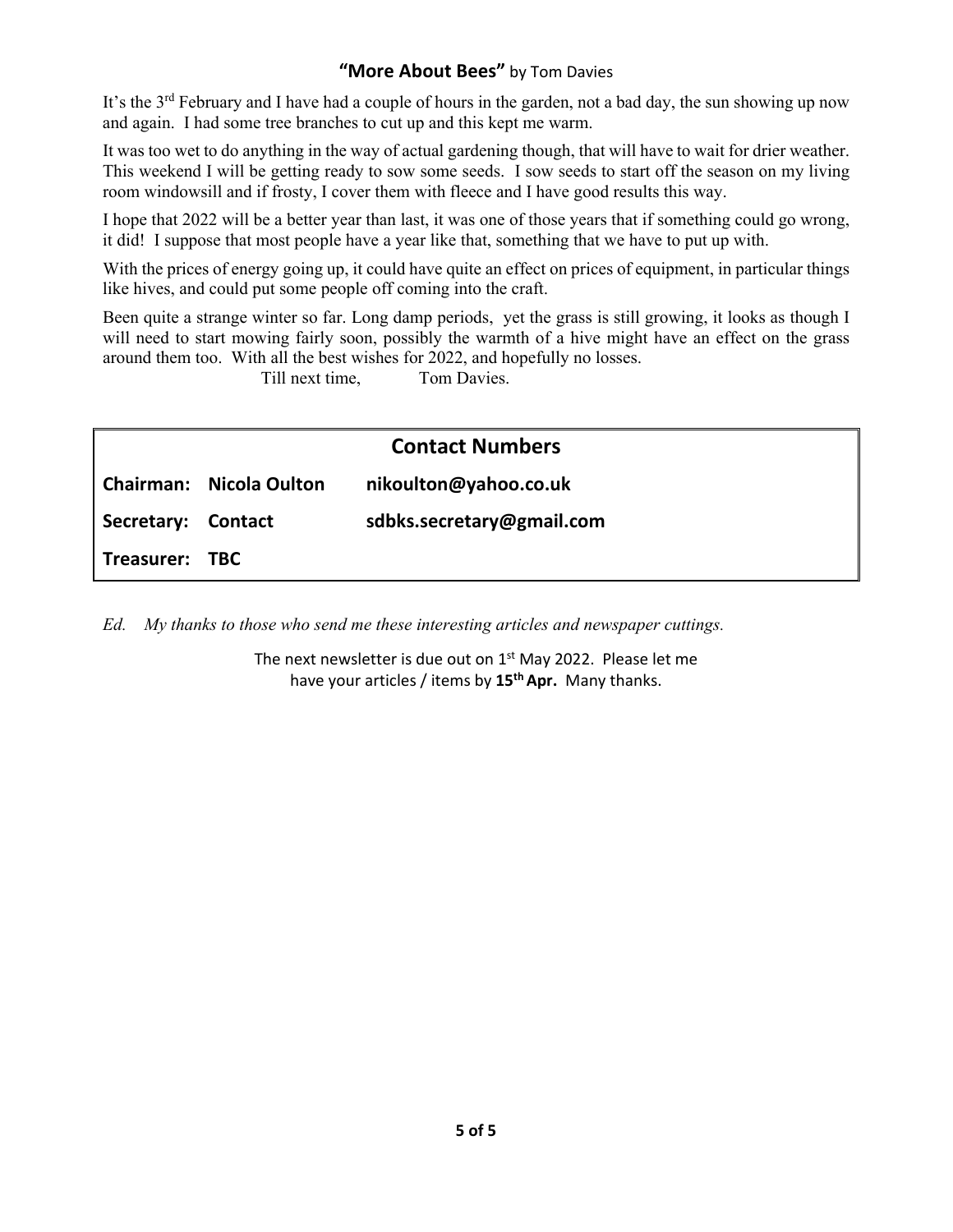## **"More About Bees"** by Tom Davies

It's the 3rd February and I have had a couple of hours in the garden, not a bad day, the sun showing up now and again. I had some tree branches to cut up and this kept me warm.

It was too wet to do anything in the way of actual gardening though, that will have to wait for drier weather. This weekend I will be getting ready to sow some seeds. I sow seeds to start off the season on my living room windowsill and if frosty, I cover them with fleece and I have good results this way.

I hope that 2022 will be a better year than last, it was one of those years that if something could go wrong, it did! I suppose that most people have a year like that, something that we have to put up with.

With the prices of energy going up, it could have quite an effect on prices of equipment, in particular things like hives, and could put some people off coming into the craft.

Been quite a strange winter so far. Long damp periods, yet the grass is still growing, it looks as though I will need to start mowing fairly soon, possibly the warmth of a hive might have an effect on the grass around them too. With all the best wishes for 2022, and hopefully no losses.

Till next time, Tom Davies.

## Contact Numbers

| | | |
|---|---|---|
| **Chairman:** | **Nicola Oulton** | **nikoulton@yahoo.co.uk** |
| **Secretary:** | **Contact** | **sdbks.secretary@gmail.com** |
| **Treasurer:** | **TBC** | |

*Ed. My thanks to those who send me these interesting articles and newspaper cuttings.*

The next newsletter is due out on 1st May 2022. Please let me have your articles / items by **15th Apr.** Many thanks.